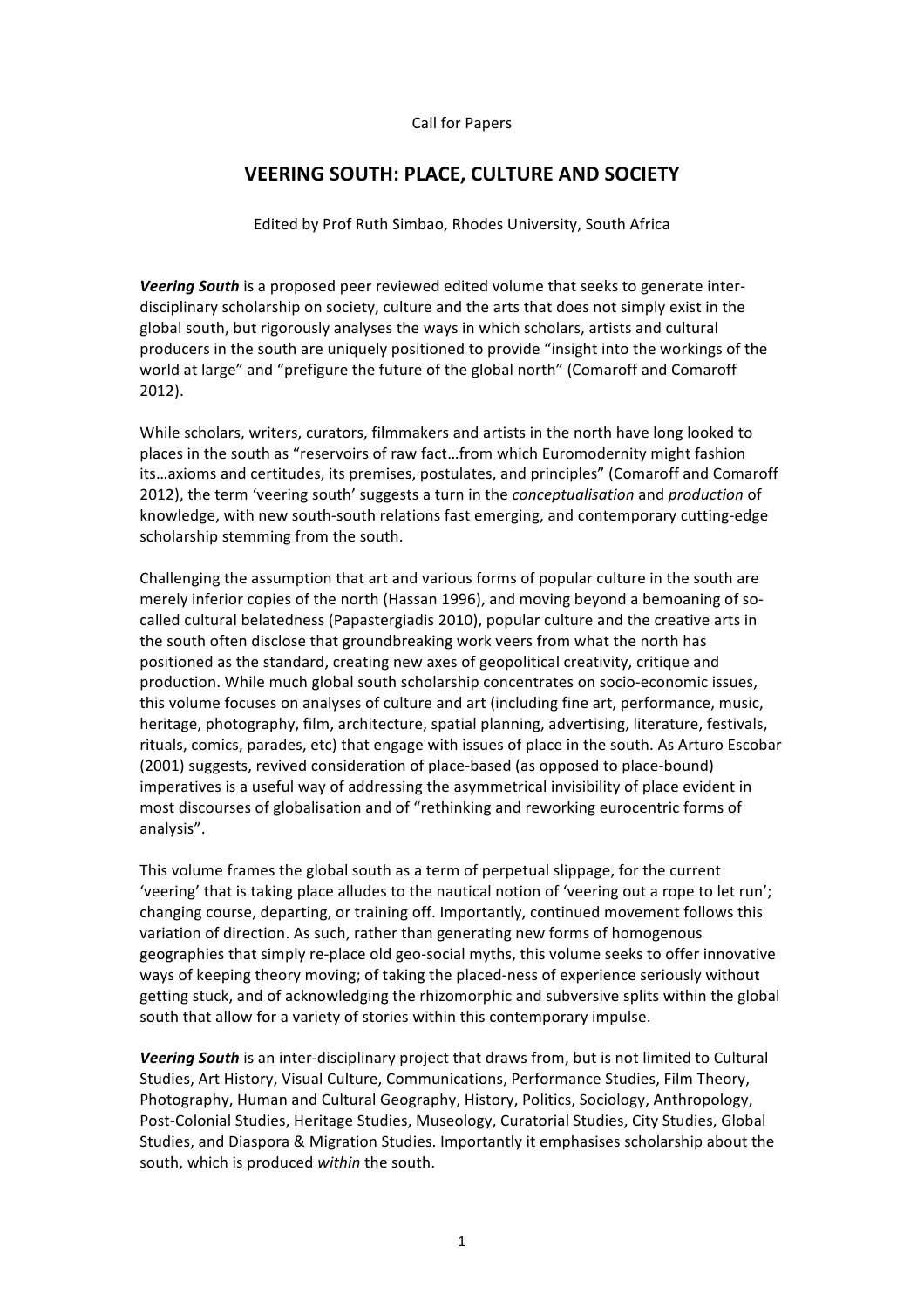Call for Papers

# VEERING SOUTH: PLACE, CULTURE AND SOCIETY

Edited by Prof Ruth Simbao, Rhodes University, South Africa

***Veering South*** is a proposed peer reviewed edited volume that seeks to generate inter-disciplinary scholarship on society, culture and the arts that does not simply exist in the global south, but rigorously analyses the ways in which scholars, artists and cultural producers in the south are uniquely positioned to provide "insight into the workings of the world at large" and "prefigure the future of the global north" (Comaroff and Comaroff 2012).

While scholars, writers, curators, filmmakers and artists in the north have long looked to places in the south as "reservoirs of raw fact…from which Euromodernity might fashion its…axioms and certitudes, its premises, postulates, and principles" (Comaroff and Comaroff 2012), the term 'veering south' suggests a turn in the *conceptualisation* and *production* of knowledge, with new south-south relations fast emerging, and contemporary cutting-edge scholarship stemming from the south.

Challenging the assumption that art and various forms of popular culture in the south are merely inferior copies of the north (Hassan 1996), and moving beyond a bemoaning of so-called cultural belatedness (Papastergiadis 2010), popular culture and the creative arts in the south often disclose that groundbreaking work veers from what the north has positioned as the standard, creating new axes of geopolitical creativity, critique and production. While much global south scholarship concentrates on socio-economic issues, this volume focuses on analyses of culture and art (including fine art, performance, music, heritage, photography, film, architecture, spatial planning, advertising, literature, festivals, rituals, comics, parades, etc) that engage with issues of place in the south. As Arturo Escobar (2001) suggests, revived consideration of place-based (as opposed to place-bound) imperatives is a useful way of addressing the asymmetrical invisibility of place evident in most discourses of globalisation and of "rethinking and reworking eurocentric forms of analysis".

This volume frames the global south as a term of perpetual slippage, for the current 'veering' that is taking place alludes to the nautical notion of 'veering out a rope to let run'; changing course, departing, or training off. Importantly, continued movement follows this variation of direction. As such, rather than generating new forms of homogenous geographies that simply re-place old geo-social myths, this volume seeks to offer innovative ways of keeping theory moving; of taking the placed-ness of experience seriously without getting stuck, and of acknowledging the rhizomorphic and subversive splits within the global south that allow for a variety of stories within this contemporary impulse.

***Veering South*** is an inter-disciplinary project that draws from, but is not limited to Cultural Studies, Art History, Visual Culture, Communications, Performance Studies, Film Theory, Photography, Human and Cultural Geography, History, Politics, Sociology, Anthropology, Post-Colonial Studies, Heritage Studies, Museology, Curatorial Studies, City Studies, Global Studies, and Diaspora & Migration Studies. Importantly it emphasises scholarship about the south, which is produced *within* the south.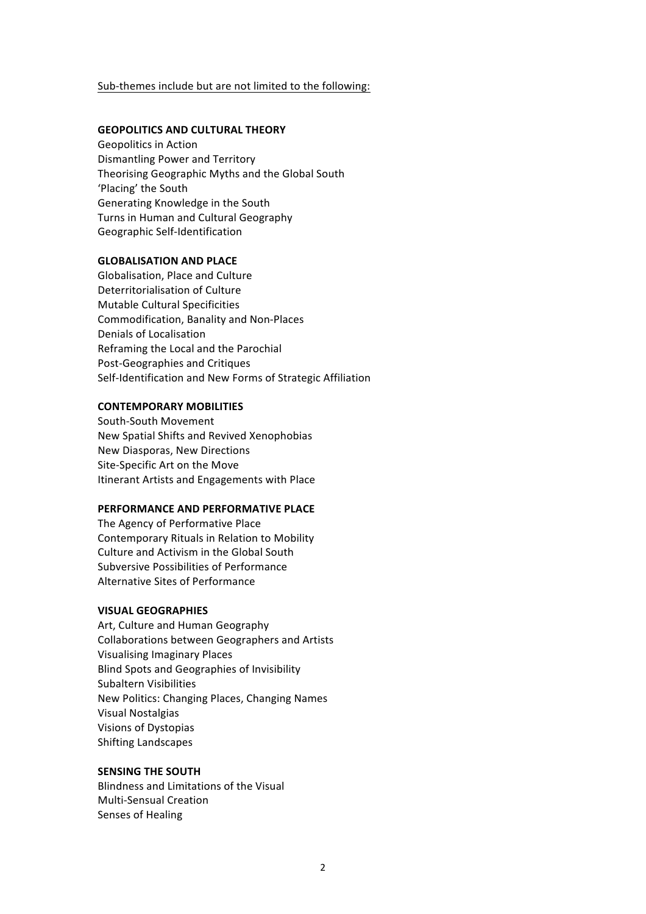<u>Sub-themes include but are not limited to the following:</u>

**GEOPOLITICS AND CULTURAL THEORY**

Geopolitics in Action
Dismantling Power and Territory
Theorising Geographic Myths and the Global South
'Placing' the South
Generating Knowledge in the South
Turns in Human and Cultural Geography
Geographic Self-Identification

**GLOBALISATION AND PLACE**

Globalisation, Place and Culture
Deterritorialisation of Culture
Mutable Cultural Specificities
Commodification, Banality and Non-Places
Denials of Localisation
Reframing the Local and the Parochial
Post-Geographies and Critiques
Self-Identification and New Forms of Strategic Affiliation

**CONTEMPORARY MOBILITIES**

South-South Movement
New Spatial Shifts and Revived Xenophobias
New Diasporas, New Directions
Site-Specific Art on the Move
Itinerant Artists and Engagements with Place

**PERFORMANCE AND PERFORMATIVE PLACE**

The Agency of Performative Place
Contemporary Rituals in Relation to Mobility
Culture and Activism in the Global South
Subversive Possibilities of Performance
Alternative Sites of Performance

**VISUAL GEOGRAPHIES**

Art, Culture and Human Geography
Collaborations between Geographers and Artists
Visualising Imaginary Places
Blind Spots and Geographies of Invisibility
Subaltern Visibilities
New Politics: Changing Places, Changing Names
Visual Nostalgias
Visions of Dystopias
Shifting Landscapes

**SENSING THE SOUTH**

Blindness and Limitations of the Visual
Multi-Sensual Creation
Senses of Healing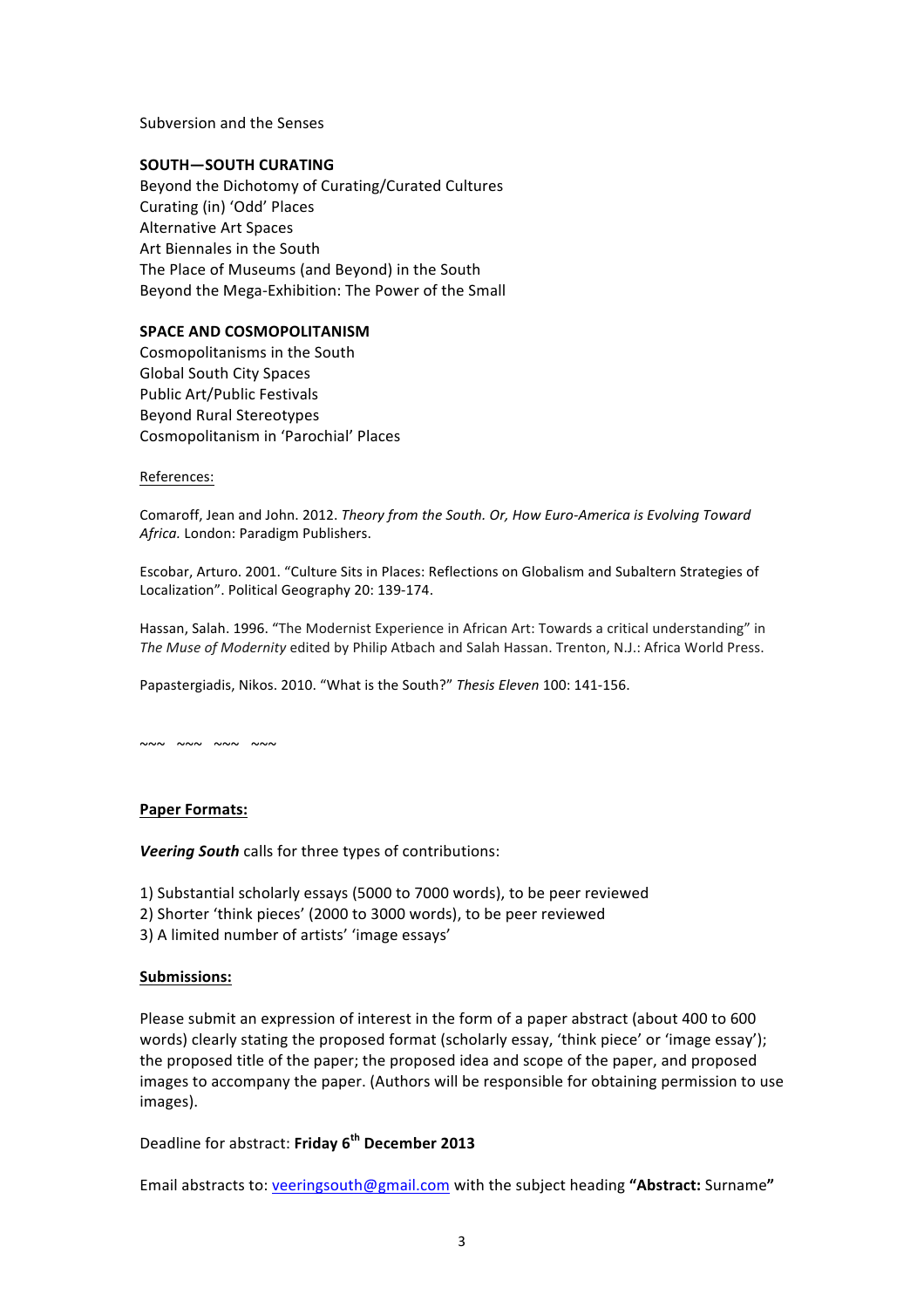Subversion and the Senses

**SOUTH—SOUTH CURATING**

Beyond the Dichotomy of Curating/Curated Cultures
Curating (in) 'Odd' Places
Alternative Art Spaces
Art Biennales in the South
The Place of Museums (and Beyond) in the South
Beyond the Mega-Exhibition: The Power of the Small

**SPACE AND COSMOPOLITANISM**

Cosmopolitanisms in the South
Global South City Spaces
Public Art/Public Festivals
Beyond Rural Stereotypes
Cosmopolitanism in 'Parochial' Places

References:

Comaroff, Jean and John. 2012. *Theory from the South. Or, How Euro-America is Evolving Toward Africa.* London: Paradigm Publishers.

Escobar, Arturo. 2001. "Culture Sits in Places: Reflections on Globalism and Subaltern Strategies of Localization". Political Geography 20: 139-174.

Hassan, Salah. 1996. "The Modernist Experience in African Art: Towards a critical understanding" in *The Muse of Modernity* edited by Philip Atbach and Salah Hassan. Trenton, N.J.: Africa World Press.

Papastergiadis, Nikos. 2010. "What is the South?" *Thesis Eleven* 100: 141-156.

~~~ ~~~ ~~~ ~~~

**Paper Formats:**

***Veering South*** calls for three types of contributions:

1) Substantial scholarly essays (5000 to 7000 words), to be peer reviewed
2) Shorter 'think pieces' (2000 to 3000 words), to be peer reviewed
3) A limited number of artists' 'image essays'

**Submissions:**

Please submit an expression of interest in the form of a paper abstract (about 400 to 600 words) clearly stating the proposed format (scholarly essay, 'think piece' or 'image essay'); the proposed title of the paper; the proposed idea and scope of the paper, and proposed images to accompany the paper. (Authors will be responsible for obtaining permission to use images).

Deadline for abstract: **Friday 6th December 2013**

Email abstracts to: veeringsouth@gmail.com with the subject heading **"Abstract:** Surname**"**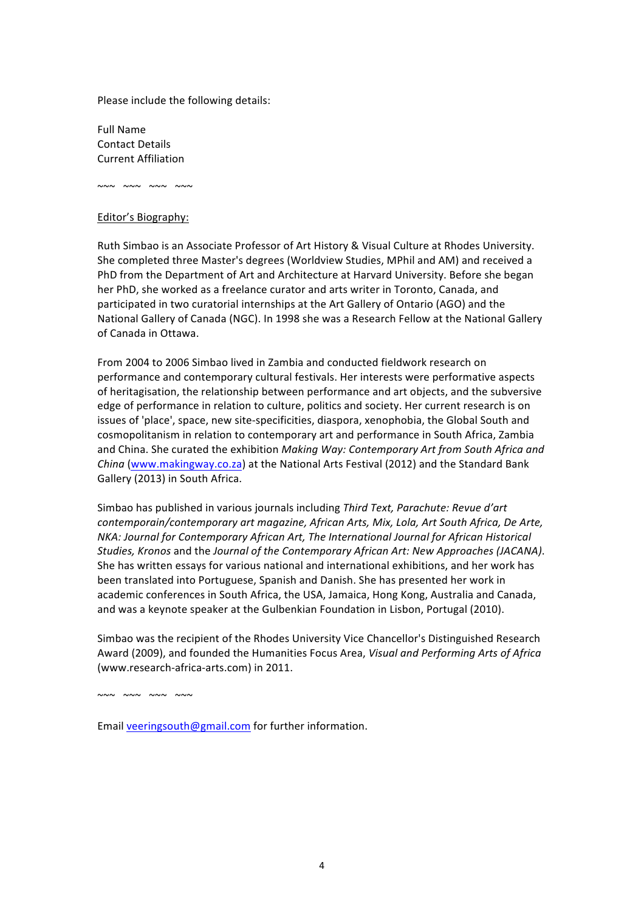Please include the following details:

Full Name  
Contact Details  
Current Affiliation

~~~ ~~~ ~~~ ~~~

Editor's Biography:

Ruth Simbao is an Associate Professor of Art History & Visual Culture at Rhodes University. She completed three Master's degrees (Worldview Studies, MPhil and AM) and received a PhD from the Department of Art and Architecture at Harvard University. Before she began her PhD, she worked as a freelance curator and arts writer in Toronto, Canada, and participated in two curatorial internships at the Art Gallery of Ontario (AGO) and the National Gallery of Canada (NGC). In 1998 she was a Research Fellow at the National Gallery of Canada in Ottawa.

From 2004 to 2006 Simbao lived in Zambia and conducted fieldwork research on performance and contemporary cultural festivals. Her interests were performative aspects of heritagisation, the relationship between performance and art objects, and the subversive edge of performance in relation to culture, politics and society. Her current research is on issues of 'place', space, new site-specificities, diaspora, xenophobia, the Global South and cosmopolitanism in relation to contemporary art and performance in South Africa, Zambia and China. She curated the exhibition *Making Way: Contemporary Art from South Africa and China* (www.makingway.co.za) at the National Arts Festival (2012) and the Standard Bank Gallery (2013) in South Africa.

Simbao has published in various journals including *Third Text, Parachute: Revue d'art contemporain/contemporary art magazine, African Arts, Mix, Lola, Art South Africa, De Arte, NKA: Journal for Contemporary African Art, The International Journal for African Historical Studies, Kronos* and the *Journal of the Contemporary African Art: New Approaches (JACANA)*. She has written essays for various national and international exhibitions, and her work has been translated into Portuguese, Spanish and Danish. She has presented her work in academic conferences in South Africa, the USA, Jamaica, Hong Kong, Australia and Canada, and was a keynote speaker at the Gulbenkian Foundation in Lisbon, Portugal (2010).

Simbao was the recipient of the Rhodes University Vice Chancellor's Distinguished Research Award (2009), and founded the Humanities Focus Area, *Visual and Performing Arts of Africa* (www.research-africa-arts.com) in 2011.

~~~ ~~~ ~~~ ~~~

Email veeringsouth@gmail.com for further information.